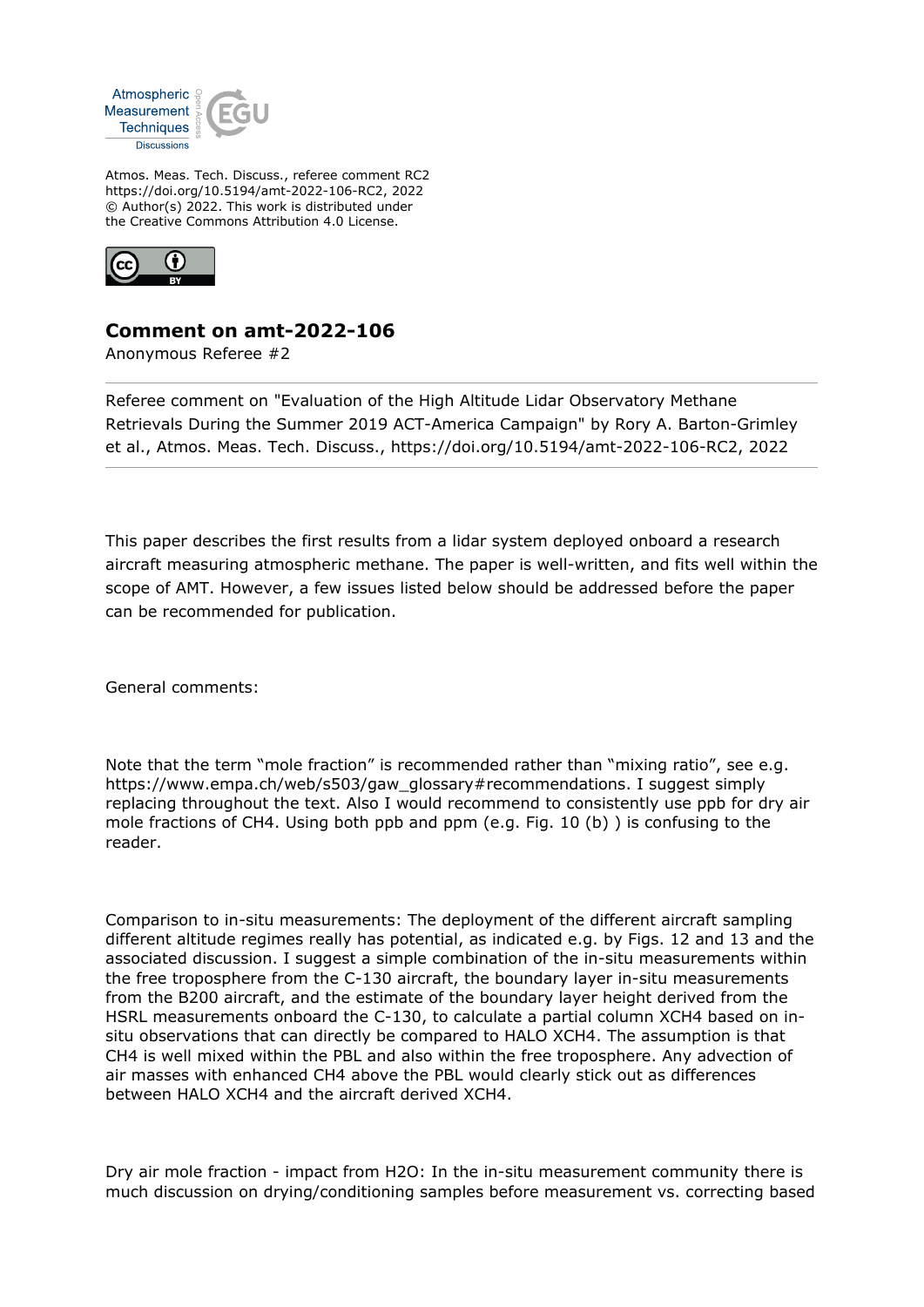Atmos. Meas. Tech. Discuss., referee comment RC2
https://doi.org/10.5194/amt-2022-106-RC2, 2022
© Author(s) 2022. This work is distributed under
the Creative Commons Attribution 4.0 License.

## Comment on amt-2022-106

Anonymous Referee #2

Referee comment on "Evaluation of the High Altitude Lidar Observatory Methane Retrievals During the Summer 2019 ACT-America Campaign" by Rory A. Barton-Grimley et al., Atmos. Meas. Tech. Discuss., https://doi.org/10.5194/amt-2022-106-RC2, 2022

---

This paper describes the first results from a lidar system deployed onboard a research aircraft measuring atmospheric methane. The paper is well-written, and fits well within the scope of AMT. However, a few issues listed below should be addressed before the paper can be recommended for publication.

General comments:

Note that the term "mole fraction" is recommended rather than "mixing ratio", see e.g. https://www.empa.ch/web/s503/gaw_glossary#recommendations. I suggest simply replacing throughout the text. Also I would recommend to consistently use ppb for dry air mole fractions of $CH_4$. Using both ppb and ppm (e.g. Fig. 10 (b) ) is confusing to the reader.

Comparison to in-situ measurements: The deployment of the different aircraft sampling different altitude regimes really has potential, as indicated e.g. by Figs. 12 and 13 and the associated discussion. I suggest a simple combination of the in-situ measurements within the free troposphere from the C-130 aircraft, the boundary layer in-situ measurements from the B200 aircraft, and the estimate of the boundary layer height derived from the HSRL measurements onboard the C-130, to calculate a partial column $XCH_4$ based on in-situ observations that can directly be compared to HALO $XCH_4$. The assumption is that $CH_4$ is well mixed within the PBL and also within the free troposphere. Any advection of air masses with enhanced $CH_4$ above the PBL would clearly stick out as differences between HALO $XCH_4$ and the aircraft derived $XCH_4$.

Dry air mole fraction - impact from $H_2O$: In the in-situ measurement community there is much discussion on drying/conditioning samples before measurement vs. correcting based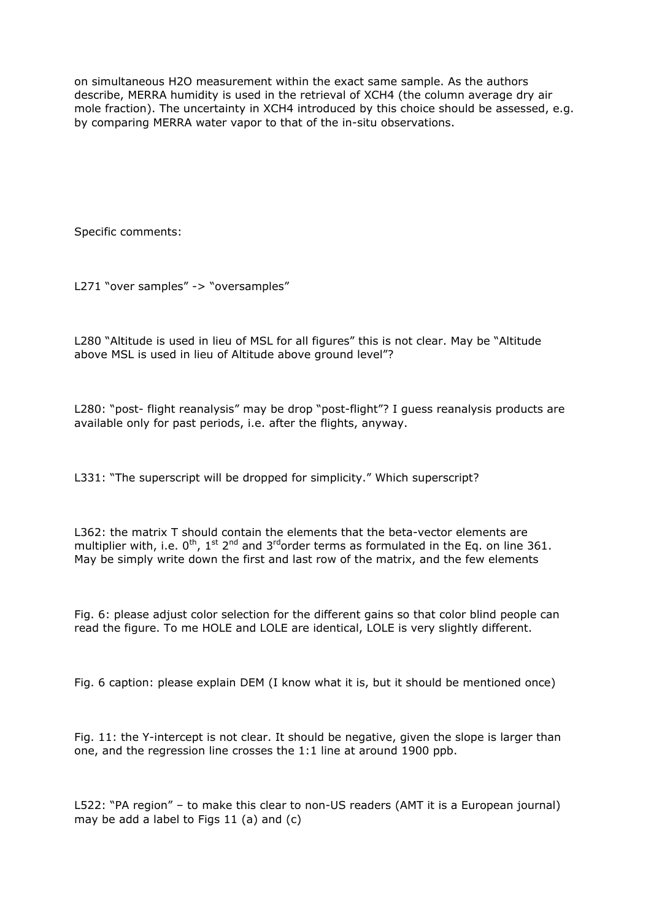on simultaneous $H_2O$ measurement within the exact same sample. As the authors describe, MERRA humidity is used in the retrieval of XCH4 (the column average dry air mole fraction). The uncertainty in XCH4 introduced by this choice should be assessed, e.g. by comparing MERRA water vapor to that of the in-situ observations.

Specific comments:

L271 "over samples" -> "oversamples"

L280 "Altitude is used in lieu of MSL for all figures" this is not clear. May be "Altitude above MSL is used in lieu of Altitude above ground level"?

L280: "post- flight reanalysis" may be drop "post-flight"? I guess reanalysis products are available only for past periods, i.e. after the flights, anyway.

L331: "The superscript will be dropped for simplicity." Which superscript?

L362: the matrix T should contain the elements that the beta-vector elements are multiplier with, i.e. $0^{th}$, $1^{st}$ $2^{nd}$ and $3^{rd}$order terms as formulated in the Eq. on line 361. May be simply write down the first and last row of the matrix, and the few elements

Fig. 6: please adjust color selection for the different gains so that color blind people can read the figure. To me HOLE and LOLE are identical, LOLE is very slightly different.

Fig. 6 caption: please explain DEM (I know what it is, but it should be mentioned once)

Fig. 11: the Y-intercept is not clear. It should be negative, given the slope is larger than one, and the regression line crosses the 1:1 line at around 1900 ppb.

L522: "PA region" – to make this clear to non-US readers (AMT it is a European journal) may be add a label to Figs 11 (a) and (c)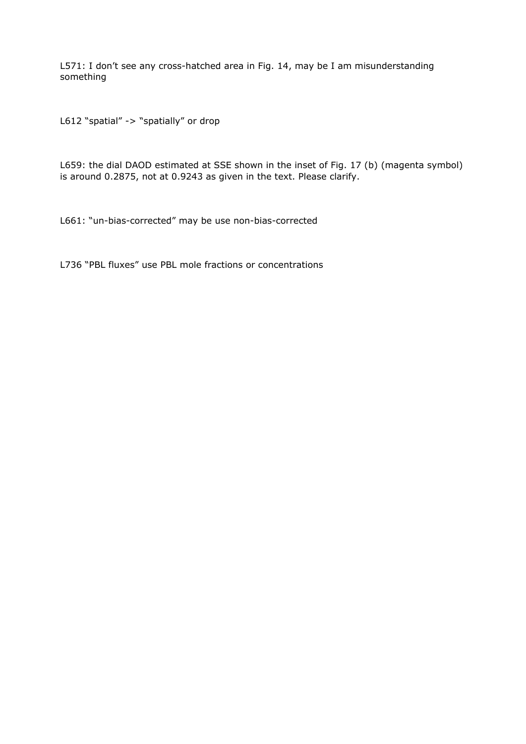L571: I don’t see any cross-hatched area in Fig. 14, may be I am misunderstanding something

L612 “spatial” -> “spatially” or drop

L659: the dial DAOD estimated at SSE shown in the inset of Fig. 17 (b) (magenta symbol) is around 0.2875, not at 0.9243 as given in the text. Please clarify.

L661: “un-bias-corrected” may be use non-bias-corrected

L736 “PBL fluxes” use PBL mole fractions or concentrations